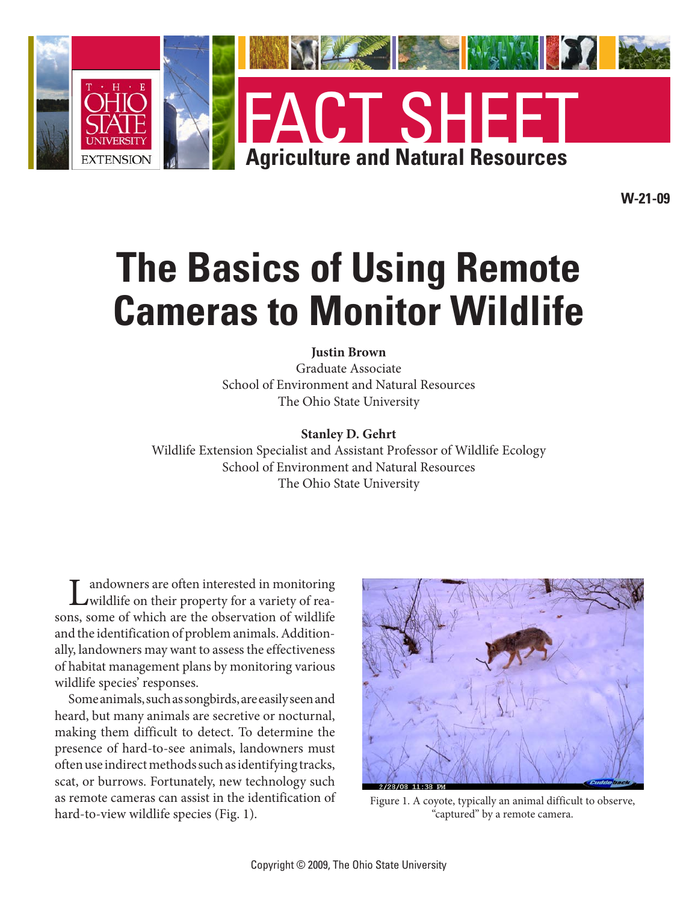FACT SHEET

**Agriculture and Natural Resources**

**W-21-09**

# The Basics of Using Remote Cameras to Monitor Wildlife

**Justin Brown**
Graduate Associate
School of Environment and Natural Resources
The Ohio State University

**Stanley D. Gehrt**
Wildlife Extension Specialist and Assistant Professor of Wildlife Ecology
School of Environment and Natural Resources
The Ohio State University

Landowners are often interested in monitoring wildlife on their property for a variety of reasons, some of which are the observation of wildlife and the identification of problem animals. Additionally, landowners may want to assess the effectiveness of habitat management plans by monitoring various wildlife species' responses.

Some animals, such as songbirds, are easily seen and heard, but many animals are secretive or nocturnal, making them difficult to detect. To determine the presence of hard-to-see animals, landowners must often use indirect methods such as identifying tracks, scat, or burrows. Fortunately, new technology such as remote cameras can assist in the identification of hard-to-view wildlife species (Fig. 1).

Figure 1. A coyote, typically an animal difficult to observe, "captured" by a remote camera.

Copyright © 2009, The Ohio State University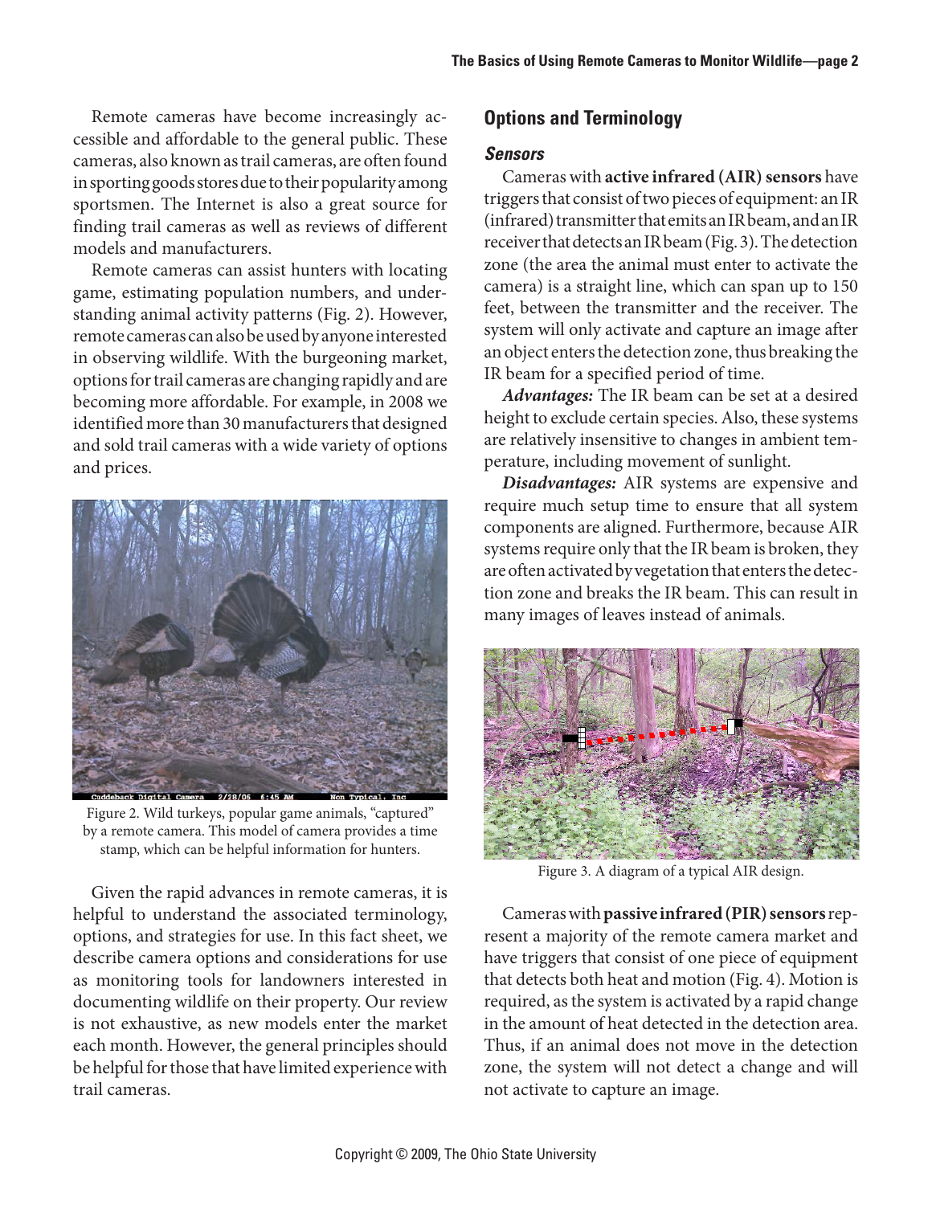Remote cameras have become increasingly accessible and affordable to the general public. These cameras, also known as trail cameras, are often found in sporting goods stores due to their popularity among sportsmen. The Internet is also a great source for finding trail cameras as well as reviews of different models and manufacturers.

Remote cameras can assist hunters with locating game, estimating population numbers, and understanding animal activity patterns (Fig. 2). However, remote cameras can also be used by anyone interested in observing wildlife. With the burgeoning market, options for trail cameras are changing rapidly and are becoming more affordable. For example, in 2008 we identified more than 30 manufacturers that designed and sold trail cameras with a wide variety of options and prices.

Figure 2. Wild turkeys, popular game animals, "captured" by a remote camera. This model of camera provides a time stamp, which can be helpful information for hunters.

Given the rapid advances in remote cameras, it is helpful to understand the associated terminology, options, and strategies for use. In this fact sheet, we describe camera options and considerations for use as monitoring tools for landowners interested in documenting wildlife on their property. Our review is not exhaustive, as new models enter the market each month. However, the general principles should be helpful for those that have limited experience with trail cameras.

## Options and Terminology

### *Sensors*

Cameras with **active infrared (AIR) sensors** have triggers that consist of two pieces of equipment: an IR (infrared) transmitter that emits an IR beam, and an IR receiver that detects an IR beam (Fig. 3). The detection zone (the area the animal must enter to activate the camera) is a straight line, which can span up to 150 feet, between the transmitter and the receiver. The system will only activate and capture an image after an object enters the detection zone, thus breaking the IR beam for a specified period of time.

***Advantages:*** The IR beam can be set at a desired height to exclude certain species. Also, these systems are relatively insensitive to changes in ambient temperature, including movement of sunlight.

***Disadvantages:*** AIR systems are expensive and require much setup time to ensure that all system components are aligned. Furthermore, because AIR systems require only that the IR beam is broken, they are often activated by vegetation that enters the detection zone and breaks the IR beam. This can result in many images of leaves instead of animals.

Figure 3. A diagram of a typical AIR design.

Cameras with **passive infrared (PIR) sensors** represent a majority of the remote camera market and have triggers that consist of one piece of equipment that detects both heat and motion (Fig. 4). Motion is required, as the system is activated by a rapid change in the amount of heat detected in the detection area. Thus, if an animal does not move in the detection zone, the system will not detect a change and will not activate to capture an image.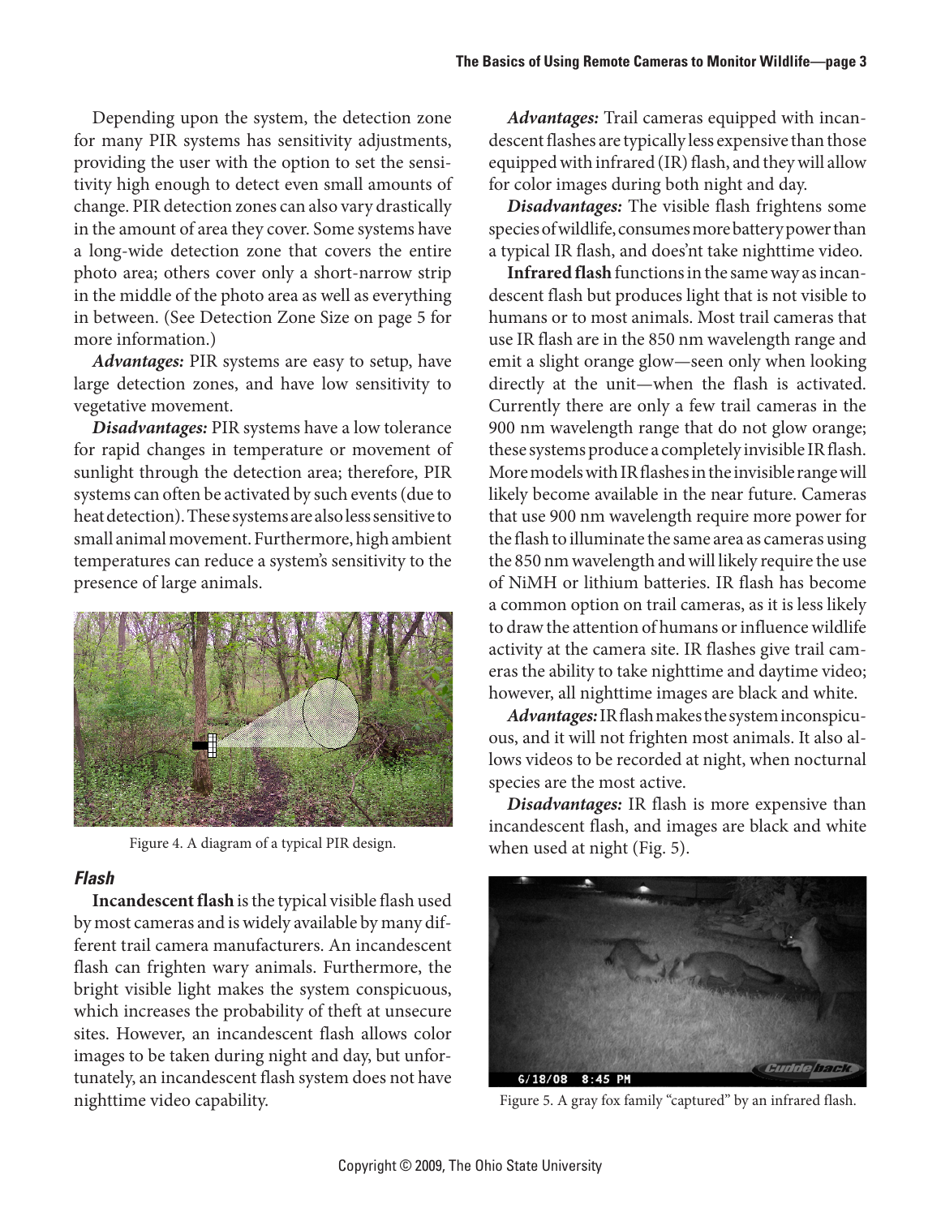Depending upon the system, the detection zone for many PIR systems has sensitivity adjustments, providing the user with the option to set the sensitivity high enough to detect even small amounts of change. PIR detection zones can also vary drastically in the amount of area they cover. Some systems have a long-wide detection zone that covers the entire photo area; others cover only a short-narrow strip in the middle of the photo area as well as everything in between. (See Detection Zone Size on page 5 for more information.)

***Advantages:*** PIR systems are easy to setup, have large detection zones, and have low sensitivity to vegetative movement.

***Disadvantages:*** PIR systems have a low tolerance for rapid changes in temperature or movement of sunlight through the detection area; therefore, PIR systems can often be activated by such events (due to heat detection). These systems are also less sensitive to small animal movement. Furthermore, high ambient temperatures can reduce a system's sensitivity to the presence of large animals.

Figure 4. A diagram of a typical PIR design.

### *Flash*

**Incandescent flash** is the typical visible flash used by most cameras and is widely available by many different trail camera manufacturers. An incandescent flash can frighten wary animals. Furthermore, the bright visible light makes the system conspicuous, which increases the probability of theft at unsecure sites. However, an incandescent flash allows color images to be taken during night and day, but unfortunately, an incandescent flash system does not have nighttime video capability.

***Advantages:*** Trail cameras equipped with incandescent flashes are typically less expensive than those equipped with infrared (IR) flash, and they will allow for color images during both night and day.

***Disadvantages:*** The visible flash frightens some species of wildlife, consumes more battery power than a typical IR flash, and does'nt take nighttime video.

**Infrared flash** functions in the same way as incandescent flash but produces light that is not visible to humans or to most animals. Most trail cameras that use IR flash are in the 850 nm wavelength range and emit a slight orange glow—seen only when looking directly at the unit—when the flash is activated. Currently there are only a few trail cameras in the 900 nm wavelength range that do not glow orange; these systems produce a completely invisible IR flash. More models with IR flashes in the invisible range will likely become available in the near future. Cameras that use 900 nm wavelength require more power for the flash to illuminate the same area as cameras using the 850 nm wavelength and will likely require the use of NiMH or lithium batteries. IR flash has become a common option on trail cameras, as it is less likely to draw the attention of humans or influence wildlife activity at the camera site. IR flashes give trail cameras the ability to take nighttime and daytime video; however, all nighttime images are black and white.

***Advantages:*** IR flash makes the system inconspicuous, and it will not frighten most animals. It also allows videos to be recorded at night, when nocturnal species are the most active.

***Disadvantages:*** IR flash is more expensive than incandescent flash, and images are black and white when used at night (Fig. 5).

Figure 5. A gray fox family "captured" by an infrared flash.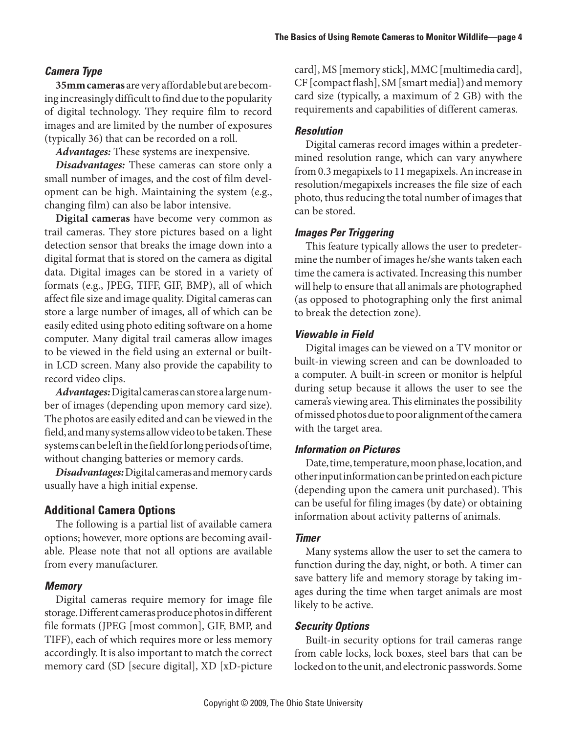### *Camera Type*

**35mm cameras** are very affordable but are becoming increasingly difficult to find due to the popularity of digital technology. They require film to record images and are limited by the number of exposures (typically 36) that can be recorded on a roll.

***Advantages:*** These systems are inexpensive.

***Disadvantages:*** These cameras can store only a small number of images, and the cost of film development can be high. Maintaining the system (e.g., changing film) can also be labor intensive.

**Digital cameras** have become very common as trail cameras. They store pictures based on a light detection sensor that breaks the image down into a digital format that is stored on the camera as digital data. Digital images can be stored in a variety of formats (e.g., JPEG, TIFF, GIF, BMP), all of which affect file size and image quality. Digital cameras can store a large number of images, all of which can be easily edited using photo editing software on a home computer. Many digital trail cameras allow images to be viewed in the field using an external or built-in LCD screen. Many also provide the capability to record video clips.

***Advantages:*** Digital cameras can store a large number of images (depending upon memory card size). The photos are easily edited and can be viewed in the field, and many systems allow video to be taken. These systems can be left in the field for long periods of time, without changing batteries or memory cards.

***Disadvantages:*** Digital cameras and memory cards usually have a high initial expense.

## Additional Camera Options

The following is a partial list of available camera options; however, more options are becoming available. Please note that not all options are available from every manufacturer.

### *Memory*

Digital cameras require memory for image file storage. Different cameras produce photos in different file formats (JPEG [most common], GIF, BMP, and TIFF), each of which requires more or less memory accordingly. It is also important to match the correct memory card (SD [secure digital], XD [xD-picture card], MS [memory stick], MMC [multimedia card], CF [compact flash], SM [smart media]) and memory card size (typically, a maximum of 2 GB) with the requirements and capabilities of different cameras.

### *Resolution*

Digital cameras record images within a predetermined resolution range, which can vary anywhere from 0.3 megapixels to 11 megapixels. An increase in resolution/megapixels increases the file size of each photo, thus reducing the total number of images that can be stored.

### *Images Per Triggering*

This feature typically allows the user to predetermine the number of images he/she wants taken each time the camera is activated. Increasing this number will help to ensure that all animals are photographed (as opposed to photographing only the first animal to break the detection zone).

### *Viewable in Field*

Digital images can be viewed on a TV monitor or built-in viewing screen and can be downloaded to a computer. A built-in screen or monitor is helpful during setup because it allows the user to see the camera's viewing area. This eliminates the possibility of missed photos due to poor alignment of the camera with the target area.

### *Information on Pictures*

Date, time, temperature, moon phase, location, and other input information can be printed on each picture (depending upon the camera unit purchased). This can be useful for filing images (by date) or obtaining information about activity patterns of animals.

### *Timer*

Many systems allow the user to set the camera to function during the day, night, or both. A timer can save battery life and memory storage by taking images during the time when target animals are most likely to be active.

### *Security Options*

Built-in security options for trail cameras range from cable locks, lock boxes, steel bars that can be locked on to the unit, and electronic passwords. Some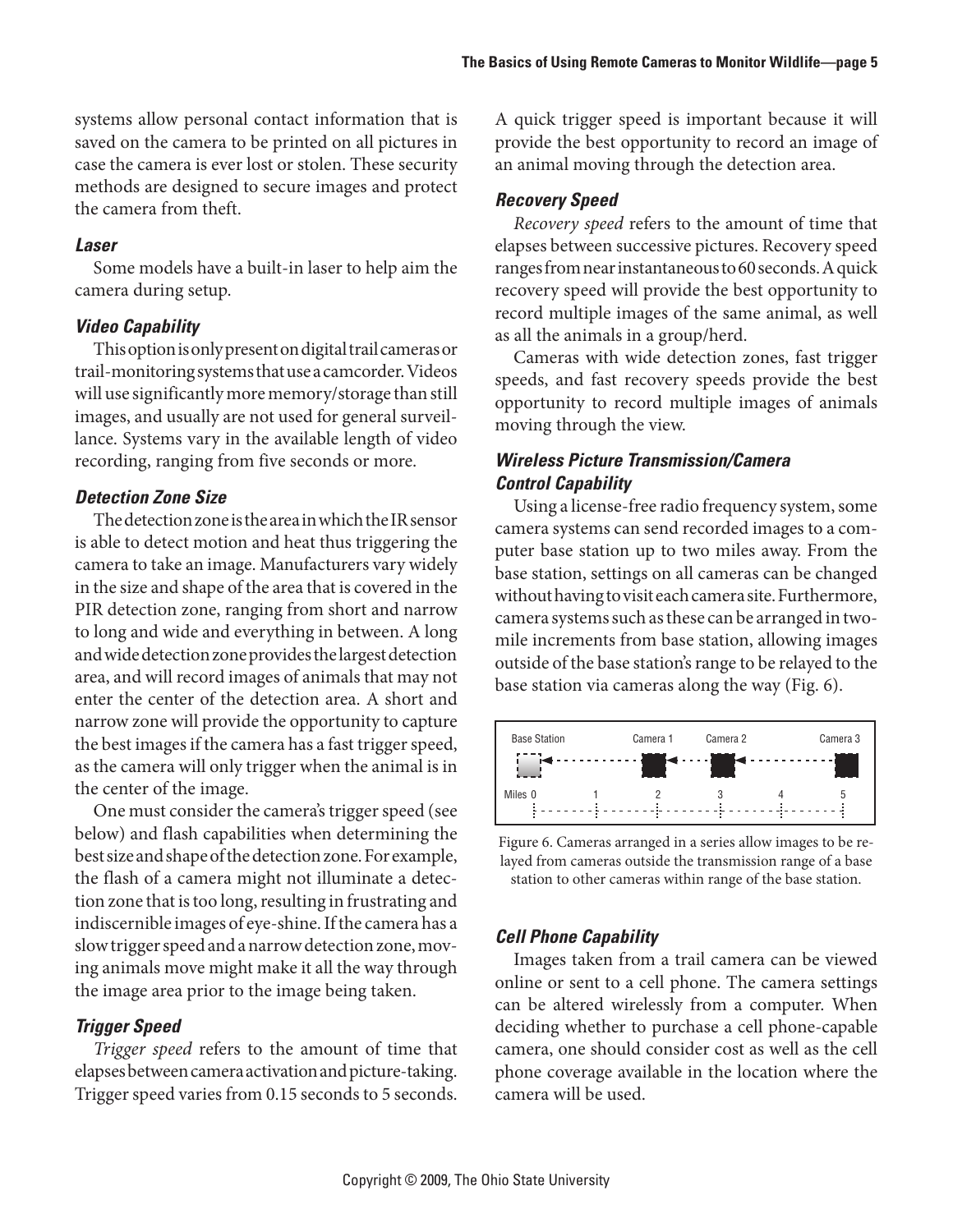systems allow personal contact information that is saved on the camera to be printed on all pictures in case the camera is ever lost or stolen. These security methods are designed to secure images and protect the camera from theft.

#### *Laser*

Some models have a built-in laser to help aim the camera during setup.

#### *Video Capability*

This option is only present on digital trail cameras or trail-monitoring systems that use a camcorder. Videos will use significantly more memory/storage than still images, and usually are not used for general surveillance. Systems vary in the available length of video recording, ranging from five seconds or more.

#### *Detection Zone Size*

The detection zone is the area in which the IR sensor is able to detect motion and heat thus triggering the camera to take an image. Manufacturers vary widely in the size and shape of the area that is covered in the PIR detection zone, ranging from short and narrow to long and wide and everything in between. A long and wide detection zone provides the largest detection area, and will record images of animals that may not enter the center of the detection area. A short and narrow zone will provide the opportunity to capture the best images if the camera has a fast trigger speed, as the camera will only trigger when the animal is in the center of the image.

One must consider the camera's trigger speed (see below) and flash capabilities when determining the best size and shape of the detection zone. For example, the flash of a camera might not illuminate a detection zone that is too long, resulting in frustrating and indiscernible images of eye-shine. If the camera has a slow trigger speed and a narrow detection zone, moving animals move might make it all the way through the image area prior to the image being taken.

#### *Trigger Speed*

*Trigger speed* refers to the amount of time that elapses between camera activation and picture-taking. Trigger speed varies from 0.15 seconds to 5 seconds. A quick trigger speed is important because it will provide the best opportunity to record an image of an animal moving through the detection area.

#### *Recovery Speed*

*Recovery speed* refers to the amount of time that elapses between successive pictures. Recovery speed ranges from near instantaneous to 60 seconds. A quick recovery speed will provide the best opportunity to record multiple images of the same animal, as well as all the animals in a group/herd.

Cameras with wide detection zones, fast trigger speeds, and fast recovery speeds provide the best opportunity to record multiple images of animals moving through the view.

#### *Wireless Picture Transmission/Camera Control Capability*

Using a license-free radio frequency system, some camera systems can send recorded images to a computer base station up to two miles away. From the base station, settings on all cameras can be changed without having to visit each camera site. Furthermore, camera systems such as these can be arranged in two-mile increments from base station, allowing images outside of the base station's range to be relayed to the base station via cameras along the way (Fig. 6).

Figure 6. Cameras arranged in a series allow images to be relayed from cameras outside the transmission range of a base station to other cameras within range of the base station.

#### *Cell Phone Capability*

Images taken from a trail camera can be viewed online or sent to a cell phone. The camera settings can be altered wirelessly from a computer. When deciding whether to purchase a cell phone-capable camera, one should consider cost as well as the cell phone coverage available in the location where the camera will be used.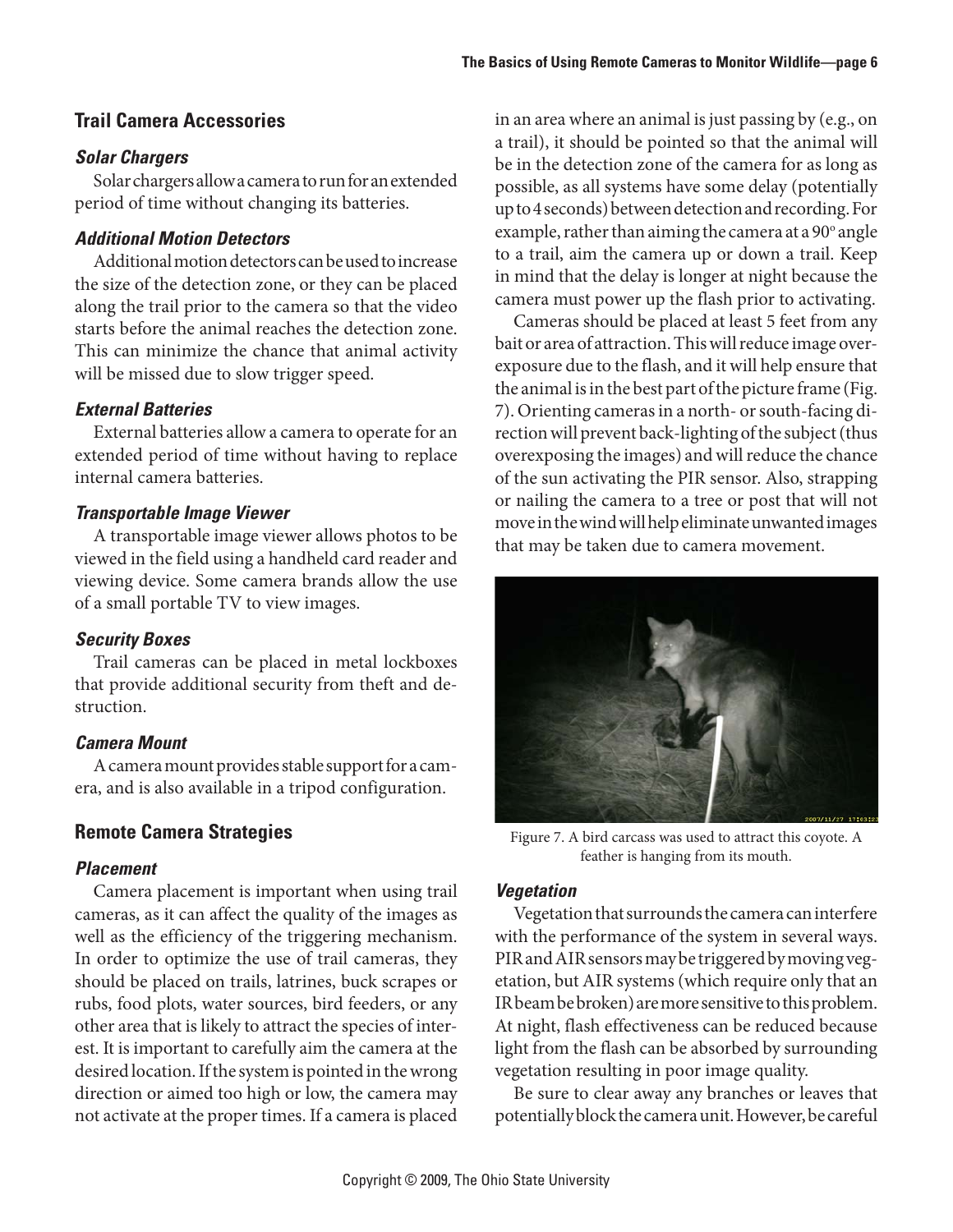## Trail Camera Accessories

### *Solar Chargers*

Solar chargers allow a camera to run for an extended period of time without changing its batteries.

### *Additional Motion Detectors*

Additional motion detectors can be used to increase the size of the detection zone, or they can be placed along the trail prior to the camera so that the video starts before the animal reaches the detection zone. This can minimize the chance that animal activity will be missed due to slow trigger speed.

### *External Batteries*

External batteries allow a camera to operate for an extended period of time without having to replace internal camera batteries.

### *Transportable Image Viewer*

A transportable image viewer allows photos to be viewed in the field using a handheld card reader and viewing device. Some camera brands allow the use of a small portable TV to view images.

### *Security Boxes*

Trail cameras can be placed in metal lockboxes that provide additional security from theft and destruction.

### *Camera Mount*

A camera mount provides stable support for a camera, and is also available in a tripod configuration.

## Remote Camera Strategies

### *Placement*

Camera placement is important when using trail cameras, as it can affect the quality of the images as well as the efficiency of the triggering mechanism. In order to optimize the use of trail cameras, they should be placed on trails, latrines, buck scrapes or rubs, food plots, water sources, bird feeders, or any other area that is likely to attract the species of interest. It is important to carefully aim the camera at the desired location. If the system is pointed in the wrong direction or aimed too high or low, the camera may not activate at the proper times. If a camera is placed in an area where an animal is just passing by (e.g., on a trail), it should be pointed so that the animal will be in the detection zone of the camera for as long as possible, as all systems have some delay (potentially up to 4 seconds) between detection and recording. For example, rather than aiming the camera at a 90° angle to a trail, aim the camera up or down a trail. Keep in mind that the delay is longer at night because the camera must power up the flash prior to activating.

Cameras should be placed at least 5 feet from any bait or area of attraction. This will reduce image overexposure due to the flash, and it will help ensure that the animal is in the best part of the picture frame (Fig. 7). Orienting cameras in a north- or south-facing direction will prevent back-lighting of the subject (thus overexposing the images) and will reduce the chance of the sun activating the PIR sensor. Also, strapping or nailing the camera to a tree or post that will not move in the wind will help eliminate unwanted images that may be taken due to camera movement.

Figure 7. A bird carcass was used to attract this coyote. A feather is hanging from its mouth.

### *Vegetation*

Vegetation that surrounds the camera can interfere with the performance of the system in several ways. PIR and AIR sensors may be triggered by moving vegetation, but AIR systems (which require only that an IR beam be broken) are more sensitive to this problem. At night, flash effectiveness can be reduced because light from the flash can be absorbed by surrounding vegetation resulting in poor image quality.

Be sure to clear away any branches or leaves that potentially block the camera unit. However, be careful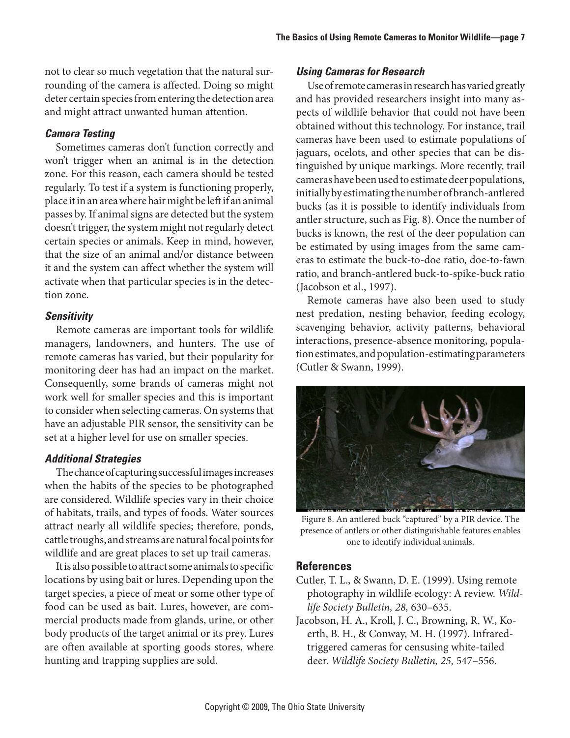not to clear so much vegetation that the natural surrounding of the camera is affected. Doing so might deter certain species from entering the detection area and might attract unwanted human attention.

### *Camera Testing*

Sometimes cameras don't function correctly and won't trigger when an animal is in the detection zone. For this reason, each camera should be tested regularly. To test if a system is functioning properly, place it in an area where hair might be left if an animal passes by. If animal signs are detected but the system doesn't trigger, the system might not regularly detect certain species or animals. Keep in mind, however, that the size of an animal and/or distance between it and the system can affect whether the system will activate when that particular species is in the detection zone.

### *Sensitivity*

Remote cameras are important tools for wildlife managers, landowners, and hunters. The use of remote cameras has varied, but their popularity for monitoring deer has had an impact on the market. Consequently, some brands of cameras might not work well for smaller species and this is important to consider when selecting cameras. On systems that have an adjustable PIR sensor, the sensitivity can be set at a higher level for use on smaller species.

### *Additional Strategies*

The chance of capturing successful images increases when the habits of the species to be photographed are considered. Wildlife species vary in their choice of habitats, trails, and types of foods. Water sources attract nearly all wildlife species; therefore, ponds, cattle troughs, and streams are natural focal points for wildlife and are great places to set up trail cameras.

It is also possible to attract some animals to specific locations by using bait or lures. Depending upon the target species, a piece of meat or some other type of food can be used as bait. Lures, however, are commercial products made from glands, urine, or other body products of the target animal or its prey. Lures are often available at sporting goods stores, where hunting and trapping supplies are sold.

### *Using Cameras for Research*

Use of remote cameras in research has varied greatly and has provided researchers insight into many aspects of wildlife behavior that could not have been obtained without this technology. For instance, trail cameras have been used to estimate populations of jaguars, ocelots, and other species that can be distinguished by unique markings. More recently, trail cameras have been used to estimate deer populations, initially by estimating the number of branch-antlered bucks (as it is possible to identify individuals from antler structure, such as Fig. 8). Once the number of bucks is known, the rest of the deer population can be estimated by using images from the same cameras to estimate the buck-to-doe ratio, doe-to-fawn ratio, and branch-antlered buck-to-spike-buck ratio (Jacobson et al., 1997).

Remote cameras have also been used to study nest predation, nesting behavior, feeding ecology, scavenging behavior, activity patterns, behavioral interactions, presence-absence monitoring, population estimates, and population-estimating parameters (Cutler & Swann, 1999).

Figure 8. An antlered buck "captured" by a PIR device. The presence of antlers or other distinguishable features enables one to identify individual animals.

## References

Cutler, T. L., & Swann, D. E. (1999). Using remote photography in wildlife ecology: A review. *Wildlife Society Bulletin, 28,* 630–635.

Jacobson, H. A., Kroll, J. C., Browning, R. W., Koerth, B. H., & Conway, M. H. (1997). Infrared-triggered cameras for censusing white-tailed deer. *Wildlife Society Bulletin, 25,* 547–556.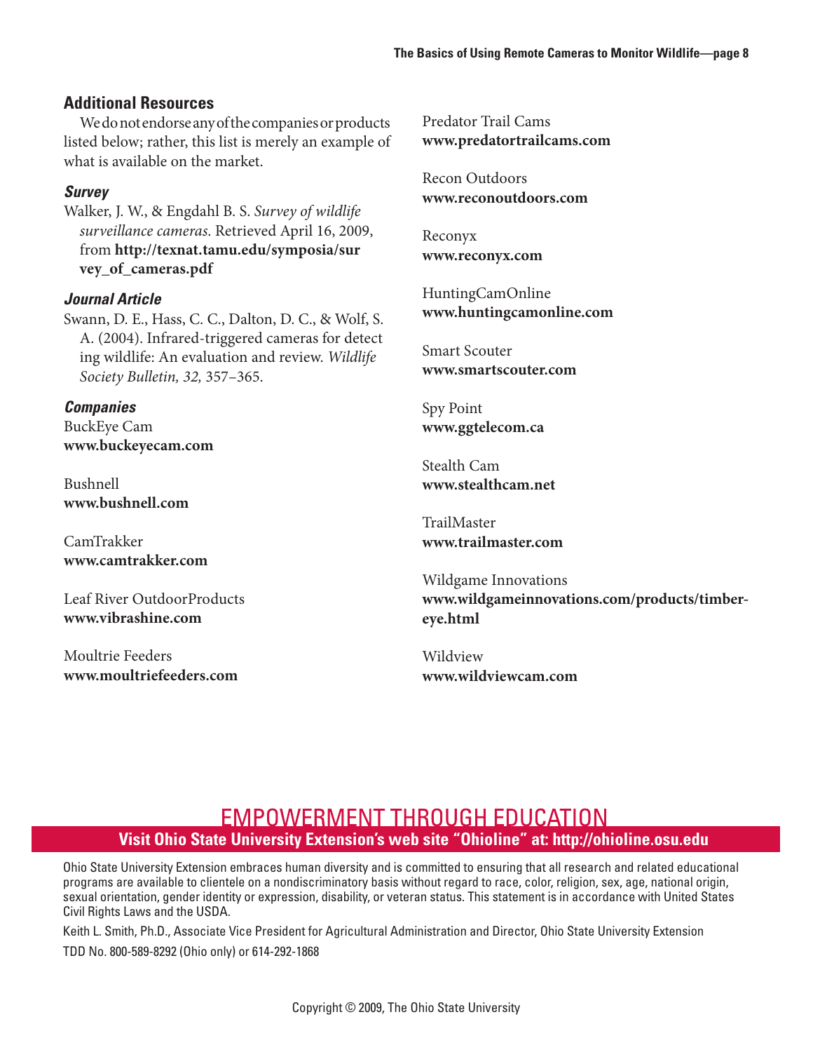## Additional Resources

We do not endorse any of the companies or products listed below; rather, this list is merely an example of what is available on the market.

### *Survey*

Walker, J. W., & Engdahl B. S. *Survey of wildlife surveillance cameras.* Retrieved April 16, 2009, from **http://texnat.tamu.edu/symposia/survey_of_cameras.pdf**

### *Journal Article*

Swann, D. E., Hass, C. C., Dalton, D. C., & Wolf, S. A. (2004). Infrared-triggered cameras for detecting wildlife: An evaluation and review. *Wildlife Society Bulletin, 32,* 357–365.

### *Companies*

BuckEye Cam
**www.buckeyecam.com**

Bushnell
**www.bushnell.com**

CamTrakker
**www.camtrakker.com**

Leaf River OutdoorProducts
**www.vibrashine.com**

Moultrie Feeders
**www.moultriefeeders.com**

Predator Trail Cams
**www.predatortrailcams.com**

Recon Outdoors
**www.reconoutdoors.com**

Reconyx
**www.reconyx.com**

HuntingCamOnline
**www.huntingcamonline.com**

Smart Scouter
**www.smartscouter.com**

Spy Point
**www.ggtelecom.ca**

Stealth Cam
**www.stealthcam.net**

TrailMaster
**www.trailmaster.com**

Wildgame Innovations
**www.wildgameinnovations.com/products/timber-eye.html**

Wildview
**www.wildviewcam.com**

EMPOWERMENT THROUGH EDUCATION

**Visit Ohio State University Extension's web site "Ohioline" at: http://ohioline.osu.edu**

Ohio State University Extension embraces human diversity and is committed to ensuring that all research and related educational programs are available to clientele on a nondiscriminatory basis without regard to race, color, religion, sex, age, national origin, sexual orientation, gender identity or expression, disability, or veteran status. This statement is in accordance with United States Civil Rights Laws and the USDA.

Keith L. Smith, Ph.D., Associate Vice President for Agricultural Administration and Director, Ohio State University Extension

TDD No. 800-589-8292 (Ohio only) or 614-292-1868

Copyright © 2009, The Ohio State University